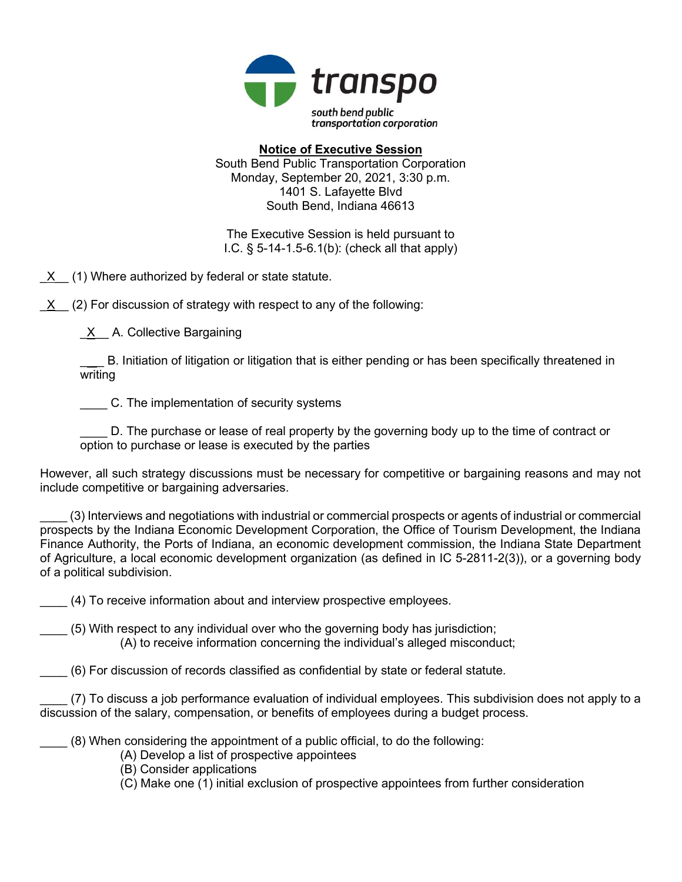transpo

south bend public transportation corporation

**Notice of Executive Session**

South Bend Public Transportation Corporation
Monday, September 20, 2021, 3:30 p.m.
1401 S. Lafayette Blvd
South Bend, Indiana 46613

The Executive Session is held pursuant to
I.C. § 5-14-1.5-6.1(b): (check all that apply)

\_X\_\_ (1) Where authorized by federal or state statute.

\_X\_\_ (2) For discussion of strategy with respect to any of the following:

\_X\_\_ A. Collective Bargaining

\_\_\_\_ B. Initiation of litigation or litigation that is either pending or has been specifically threatened in writing

\_\_\_\_ C. The implementation of security systems

\_\_\_\_ D. The purchase or lease of real property by the governing body up to the time of contract or option to purchase or lease is executed by the parties

However, all such strategy discussions must be necessary for competitive or bargaining reasons and may not include competitive or bargaining adversaries.

\_\_\_\_ (3) Interviews and negotiations with industrial or commercial prospects or agents of industrial or commercial prospects by the Indiana Economic Development Corporation, the Office of Tourism Development, the Indiana Finance Authority, the Ports of Indiana, an economic development commission, the Indiana State Department of Agriculture, a local economic development organization (as defined in IC 5-2811-2(3)), or a governing body of a political subdivision.

\_\_\_\_ (4) To receive information about and interview prospective employees.

\_\_\_\_ (5) With respect to any individual over who the governing body has jurisdiction;
(A) to receive information concerning the individual's alleged misconduct;

\_\_\_\_ (6) For discussion of records classified as confidential by state or federal statute.

\_\_\_\_ (7) To discuss a job performance evaluation of individual employees. This subdivision does not apply to a discussion of the salary, compensation, or benefits of employees during a budget process.

\_\_\_\_ (8) When considering the appointment of a public official, to do the following:
(A) Develop a list of prospective appointees
(B) Consider applications
(C) Make one (1) initial exclusion of prospective appointees from further consideration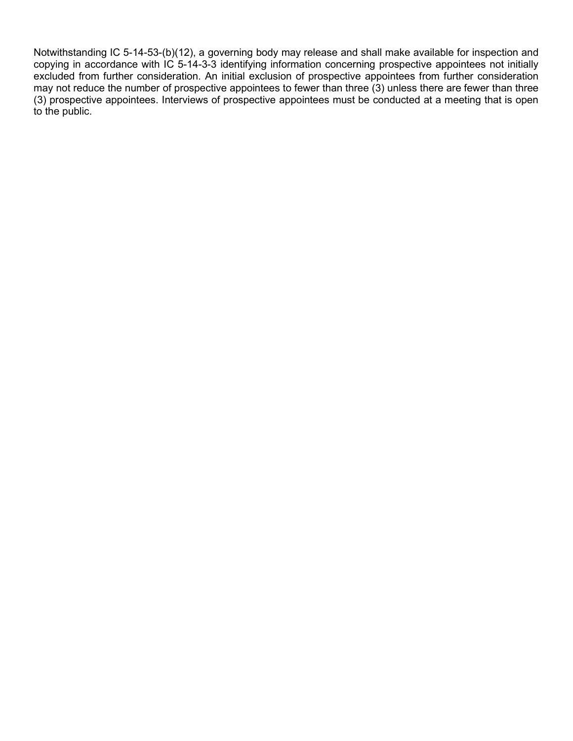Notwithstanding IC 5-14-53-(b)(12), a governing body may release and shall make available for inspection and copying in accordance with IC 5-14-3-3 identifying information concerning prospective appointees not initially excluded from further consideration. An initial exclusion of prospective appointees from further consideration may not reduce the number of prospective appointees to fewer than three (3) unless there are fewer than three (3) prospective appointees. Interviews of prospective appointees must be conducted at a meeting that is open to the public.